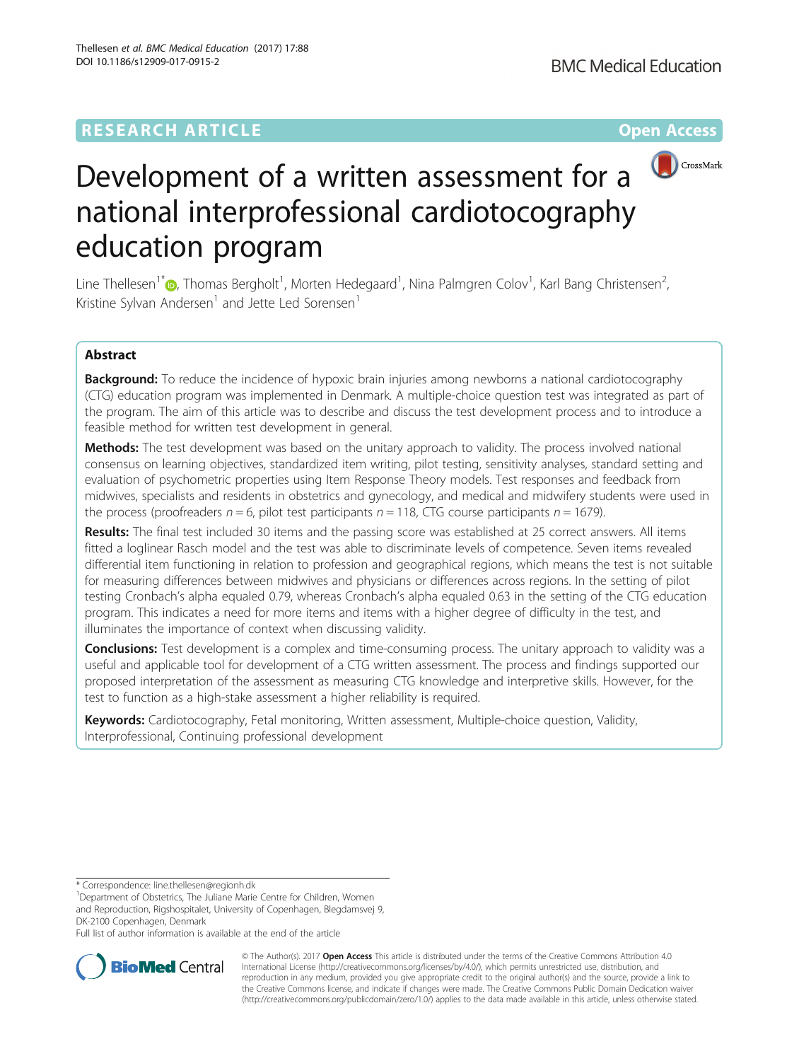**RESEARCH ARTICLE** **Open Access**

# Development of a written assessment for a national interprofessional cardiotocography education program

Line Thellesen[1*], Thomas Bergholt[1], Morten Hedegaard[1], Nina Palmgren Colov[1], Karl Bang Christensen[2], Kristine Sylvan Andersen[1] and Jette Led Sorensen[1]

## Abstract

**Background:** To reduce the incidence of hypoxic brain injuries among newborns a national cardiotocography (CTG) education program was implemented in Denmark. A multiple-choice question test was integrated as part of the program. The aim of this article was to describe and discuss the test development process and to introduce a feasible method for written test development in general.

**Methods:** The test development was based on the unitary approach to validity. The process involved national consensus on learning objectives, standardized item writing, pilot testing, sensitivity analyses, standard setting and evaluation of psychometric properties using Item Response Theory models. Test responses and feedback from midwives, specialists and residents in obstetrics and gynecology, and medical and midwifery students were used in the process (proofreaders $n = 6$, pilot test participants $n = 118$, CTG course participants $n = 1679$).

**Results:** The final test included 30 items and the passing score was established at 25 correct answers. All items fitted a loglinear Rasch model and the test was able to discriminate levels of competence. Seven items revealed differential item functioning in relation to profession and geographical regions, which means the test is not suitable for measuring differences between midwives and physicians or differences across regions. In the setting of pilot testing Cronbach's alpha equaled 0.79, whereas Cronbach's alpha equaled 0.63 in the setting of the CTG education program. This indicates a need for more items and items with a higher degree of difficulty in the test, and illuminates the importance of context when discussing validity.

**Conclusions:** Test development is a complex and time-consuming process. The unitary approach to validity was a useful and applicable tool for development of a CTG written assessment. The process and findings supported our proposed interpretation of the assessment as measuring CTG knowledge and interpretive skills. However, for the test to function as a high-stake assessment a higher reliability is required.

**Keywords:** Cardiotocography, Fetal monitoring, Written assessment, Multiple-choice question, Validity, Interprofessional, Continuing professional development

---

\* Correspondence: line.thellesen@regionh.dk

[1]Department of Obstetrics, The Juliane Marie Centre for Children, Women and Reproduction, Rigshospitalet, University of Copenhagen, Blegdamsvej 9, DK-2100 Copenhagen, Denmark

Full list of author information is available at the end of the article

© The Author(s). 2017 **Open Access** This article is distributed under the terms of the Creative Commons Attribution 4.0 International License (http://creativecommons.org/licenses/by/4.0/), which permits unrestricted use, distribution, and reproduction in any medium, provided you give appropriate credit to the original author(s) and the source, provide a link to the Creative Commons license, and indicate if changes were made. The Creative Commons Public Domain Dedication waiver (http://creativecommons.org/publicdomain/zero/1.0/) applies to the data made available in this article, unless otherwise stated.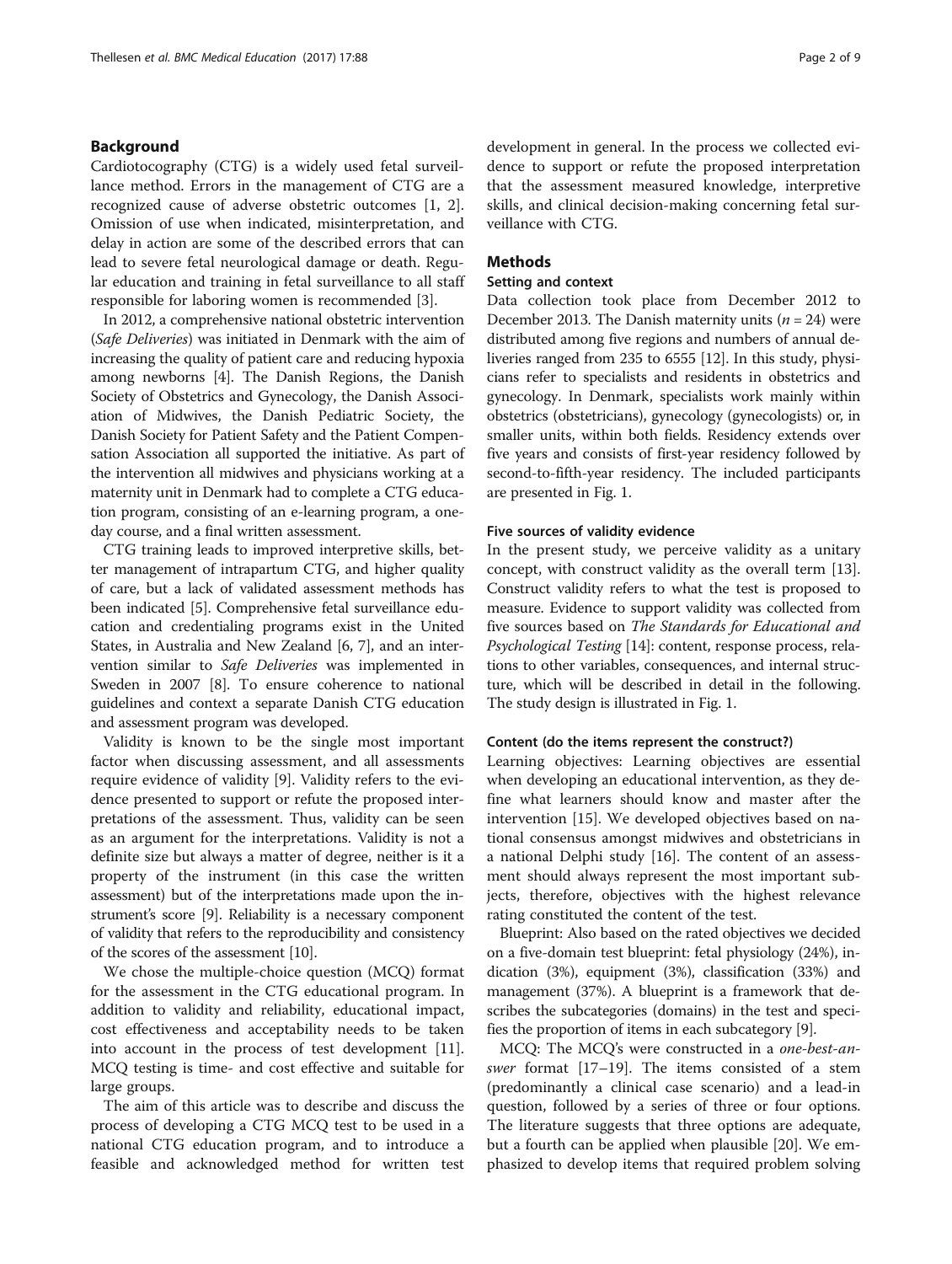## Background

Cardiotocography (CTG) is a widely used fetal surveillance method. Errors in the management of CTG are a recognized cause of adverse obstetric outcomes [1, 2]. Omission of use when indicated, misinterpretation, and delay in action are some of the described errors that can lead to severe fetal neurological damage or death. Regular education and training in fetal surveillance to all staff responsible for laboring women is recommended [3].

In 2012, a comprehensive national obstetric intervention (*Safe Deliveries*) was initiated in Denmark with the aim of increasing the quality of patient care and reducing hypoxia among newborns [4]. The Danish Regions, the Danish Society of Obstetrics and Gynecology, the Danish Association of Midwives, the Danish Pediatric Society, the Danish Society for Patient Safety and the Patient Compensation Association all supported the initiative. As part of the intervention all midwives and physicians working at a maternity unit in Denmark had to complete a CTG education program, consisting of an e-learning program, a one-day course, and a final written assessment.

CTG training leads to improved interpretive skills, better management of intrapartum CTG, and higher quality of care, but a lack of validated assessment methods has been indicated [5]. Comprehensive fetal surveillance education and credentialing programs exist in the United States, in Australia and New Zealand [6, 7], and an intervention similar to *Safe Deliveries* was implemented in Sweden in 2007 [8]. To ensure coherence to national guidelines and context a separate Danish CTG education and assessment program was developed.

Validity is known to be the single most important factor when discussing assessment, and all assessments require evidence of validity [9]. Validity refers to the evidence presented to support or refute the proposed interpretations of the assessment. Thus, validity can be seen as an argument for the interpretations. Validity is not a definite size but always a matter of degree, neither is it a property of the instrument (in this case the written assessment) but of the interpretations made upon the instrument's score [9]. Reliability is a necessary component of validity that refers to the reproducibility and consistency of the scores of the assessment [10].

We chose the multiple-choice question (MCQ) format for the assessment in the CTG educational program. In addition to validity and reliability, educational impact, cost effectiveness and acceptability needs to be taken into account in the process of test development [11]. MCQ testing is time- and cost effective and suitable for large groups.

The aim of this article was to describe and discuss the process of developing a CTG MCQ test to be used in a national CTG education program, and to introduce a feasible and acknowledged method for written test development in general. In the process we collected evidence to support or refute the proposed interpretation that the assessment measured knowledge, interpretive skills, and clinical decision-making concerning fetal surveillance with CTG.

## Methods

### Setting and context

Data collection took place from December 2012 to December 2013. The Danish maternity units ($n = 24$) were distributed among five regions and numbers of annual deliveries ranged from 235 to 6555 [12]. In this study, physicians refer to specialists and residents in obstetrics and gynecology. In Denmark, specialists work mainly within obstetrics (obstetricians), gynecology (gynecologists) or, in smaller units, within both fields. Residency extends over five years and consists of first-year residency followed by second-to-fifth-year residency. The included participants are presented in Fig. 1.

### Five sources of validity evidence

In the present study, we perceive validity as a unitary concept, with construct validity as the overall term [13]. Construct validity refers to what the test is proposed to measure. Evidence to support validity was collected from five sources based on *The Standards for Educational and Psychological Testing* [14]: content, response process, relations to other variables, consequences, and internal structure, which will be described in detail in the following. The study design is illustrated in Fig. 1.

### Content (do the items represent the construct?)

Learning objectives: Learning objectives are essential when developing an educational intervention, as they define what learners should know and master after the intervention [15]. We developed objectives based on national consensus amongst midwives and obstetricians in a national Delphi study [16]. The content of an assessment should always represent the most important subjects, therefore, objectives with the highest relevance rating constituted the content of the test.

Blueprint: Also based on the rated objectives we decided on a five-domain test blueprint: fetal physiology (24%), indication (3%), equipment (3%), classification (33%) and management (37%). A blueprint is a framework that describes the subcategories (domains) in the test and specifies the proportion of items in each subcategory [9].

MCQ: The MCQ's were constructed in a *one-best-answer* format [17–19]. The items consisted of a stem (predominantly a clinical case scenario) and a lead-in question, followed by a series of three or four options. The literature suggests that three options are adequate, but a fourth can be applied when plausible [20]. We emphasized to develop items that required problem solving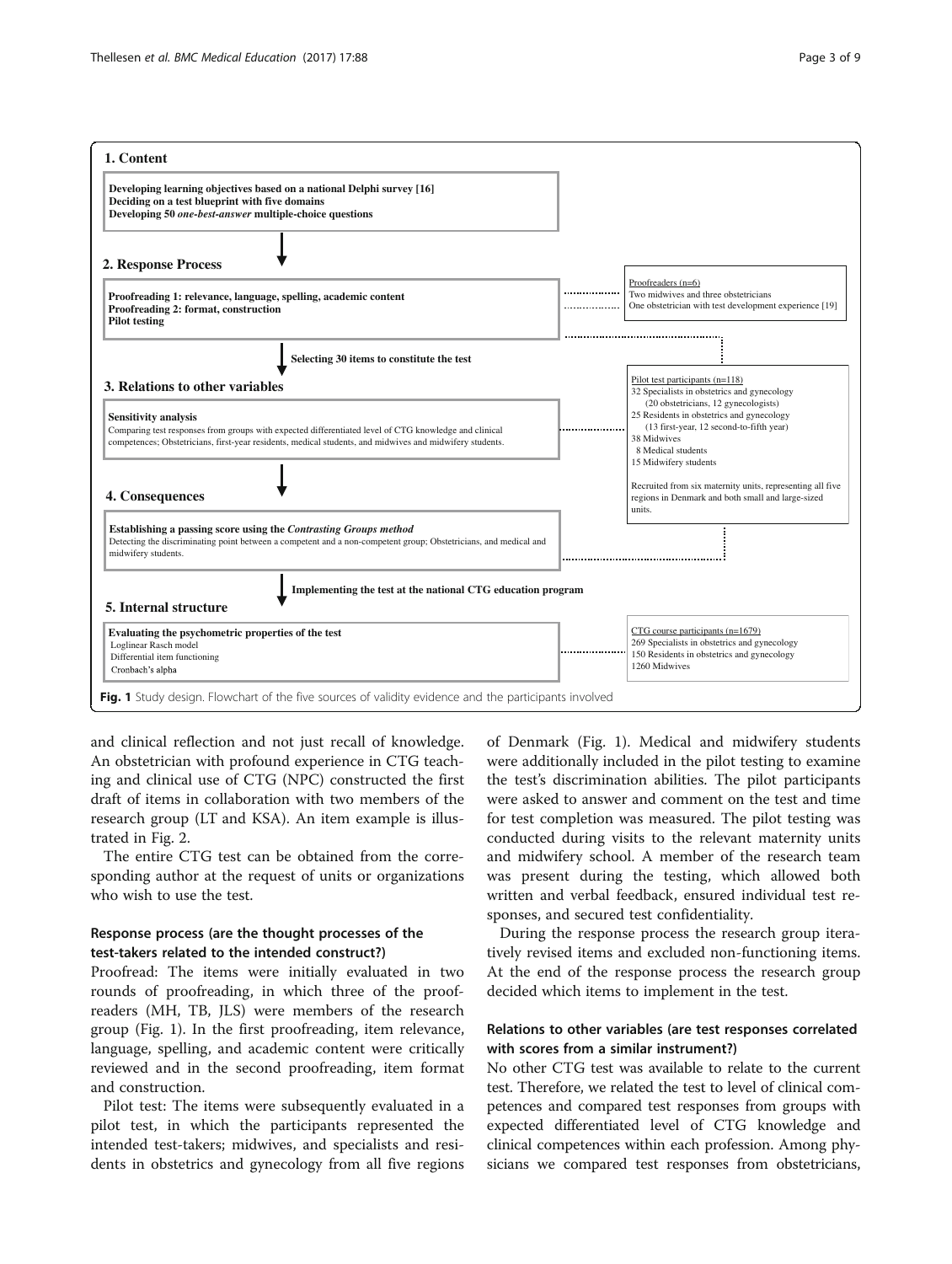1. Content

Developing learning objectives based on a national Delphi survey [16]
Deciding on a test blueprint with five domains
Developing 50 *one-best-answer* multiple-choice questions

2. Response Process

Proofreading 1: relevance, language, spelling, academic content
Proofreading 2: format, construction
Pilot testing

Proofreaders (n=6)
Two midwives and three obstetricians
One obstetrician with test development experience [19]

Selecting 30 items to constitute the test

3. Relations to other variables

Sensitivity analysis
Comparing test responses from groups with expected differentiated level of CTG knowledge and clinical competences; Obstetricians, first-year residents, medical students, and midwives and midwifery students.

Pilot test participants (n=118)
32 Specialists in obstetrics and gynecology
(20 obstetricians, 12 gynecologists)
25 Residents in obstetrics and gynecology
(13 first-year, 12 second-to-fifth year)
38 Midwives
8 Medical students
15 Midwifery students

Recruited from six maternity units, representing all five regions in Denmark and both small and large-sized units.

4. Consequences

Establishing a passing score using the *Contrasting Groups method*
Detecting the discriminating point between a competent and a non-competent group; Obstetricians, and medical and midwifery students.

Implementing the test at the national CTG education program

5. Internal structure

Evaluating the psychometric properties of the test
Loglinear Rasch model
Differential item functioning
Cronbach's alpha

CTG course participants (n=1679)
269 Specialists in obstetrics and gynecology
150 Residents in obstetrics and gynecology
1260 Midwives

**Fig. 1** Study design. Flowchart of the five sources of validity evidence and the participants involved

and clinical reflection and not just recall of knowledge. An obstetrician with profound experience in CTG teaching and clinical use of CTG (NPC) constructed the first draft of items in collaboration with two members of the research group (LT and KSA). An item example is illustrated in Fig. 2.

The entire CTG test can be obtained from the corresponding author at the request of units or organizations who wish to use the test.

### Response process (are the thought processes of the test-takers related to the intended construct?)

Proofread: The items were initially evaluated in two rounds of proofreading, in which three of the proofreaders (MH, TB, JLS) were members of the research group (Fig. 1). In the first proofreading, item relevance, language, spelling, and academic content were critically reviewed and in the second proofreading, item format and construction.

Pilot test: The items were subsequently evaluated in a pilot test, in which the participants represented the intended test-takers; midwives, and specialists and residents in obstetrics and gynecology from all five regions of Denmark (Fig. 1). Medical and midwifery students were additionally included in the pilot testing to examine the test's discrimination abilities. The pilot participants were asked to answer and comment on the test and time for test completion was measured. The pilot testing was conducted during visits to the relevant maternity units and midwifery school. A member of the research team was present during the testing, which allowed both written and verbal feedback, ensured individual test responses, and secured test confidentiality.

During the response process the research group iteratively revised items and excluded non-functioning items. At the end of the response process the research group decided which items to implement in the test.

### Relations to other variables (are test responses correlated with scores from a similar instrument?)

No other CTG test was available to relate to the current test. Therefore, we related the test to level of clinical competences and compared test responses from groups with expected differentiated level of CTG knowledge and clinical competences within each profession. Among physicians we compared test responses from obstetricians,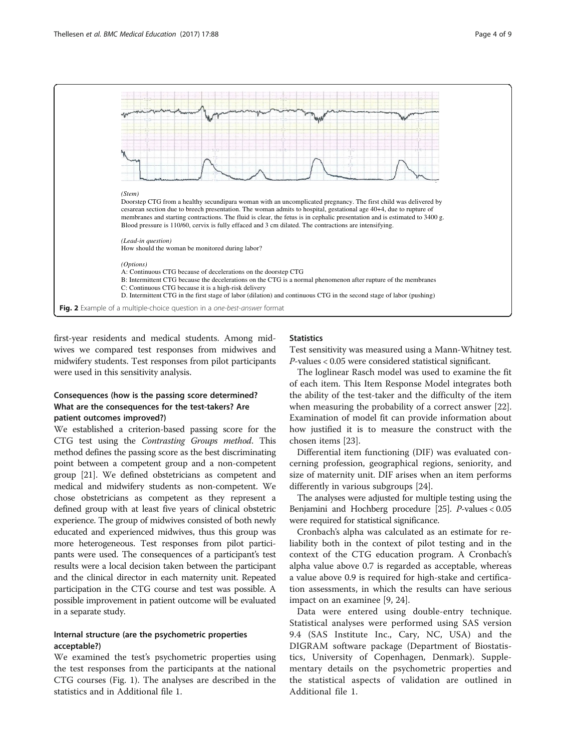*(Stem)*
Doorstep CTG from a healthy secundipara woman with an uncomplicated pregnancy. The first child was delivered by cesarean section due to breech presentation. The woman admits to hospital, gestational age 40+4, due to rupture of membranes and starting contractions. The fluid is clear, the fetus is in cephalic presentation and is estimated to 3400 g. Blood pressure is 110/60, cervix is fully effaced and 3 cm dilated. The contractions are intensifying.

*(Lead-in question)*
How should the woman be monitored during labor?

*(Options)*
A: Continuous CTG because of decelerations on the doorstep CTG
B: Intermittent CTG because the decelerations on the CTG is a normal phenomenon after rupture of the membranes
C: Continuous CTG because it is a high-risk delivery
D. Intermittent CTG in the first stage of labor (dilation) and continuous CTG in the second stage of labor (pushing)

**Fig. 2** Example of a multiple-choice question in a *one-best-answer* format

first-year residents and medical students. Among midwives we compared test responses from midwives and midwifery students. Test responses from pilot participants were used in this sensitivity analysis.

### Consequences (how is the passing score determined? What are the consequences for the test-takers? Are patient outcomes improved?)

We established a criterion-based passing score for the CTG test using the *Contrasting Groups method*. This method defines the passing score as the best discriminating point between a competent group and a non-competent group [21]. We defined obstetricians as competent and medical and midwifery students as non-competent. We chose obstetricians as competent as they represent a defined group with at least five years of clinical obstetric experience. The group of midwives consisted of both newly educated and experienced midwives, thus this group was more heterogeneous. Test responses from pilot participants were used. The consequences of a participant's test results were a local decision taken between the participant and the clinical director in each maternity unit. Repeated participation in the CTG course and test was possible. A possible improvement in patient outcome will be evaluated in a separate study.

### Internal structure (are the psychometric properties acceptable?)

We examined the test's psychometric properties using the test responses from the participants at the national CTG courses (Fig. 1). The analyses are described in the statistics and in Additional file 1.

### Statistics

Test sensitivity was measured using a Mann-Whitney test. *P*-values < 0.05 were considered statistical significant.

The loglinear Rasch model was used to examine the fit of each item. This Item Response Model integrates both the ability of the test-taker and the difficulty of the item when measuring the probability of a correct answer [22]. Examination of model fit can provide information about how justified it is to measure the construct with the chosen items [23].

Differential item functioning (DIF) was evaluated concerning profession, geographical regions, seniority, and size of maternity unit. DIF arises when an item performs differently in various subgroups [24].

The analyses were adjusted for multiple testing using the Benjamini and Hochberg procedure [25]. *P*-values < 0.05 were required for statistical significance.

Cronbach's alpha was calculated as an estimate for reliability both in the context of pilot testing and in the context of the CTG education program. A Cronbach's alpha value above 0.7 is regarded as acceptable, whereas a value above 0.9 is required for high-stake and certification assessments, in which the results can have serious impact on an examinee [9, 24].

Data were entered using double-entry technique. Statistical analyses were performed using SAS version 9.4 (SAS Institute Inc., Cary, NC, USA) and the DIGRAM software package (Department of Biostatistics, University of Copenhagen, Denmark). Supplementary details on the psychometric properties and the statistical aspects of validation are outlined in Additional file 1.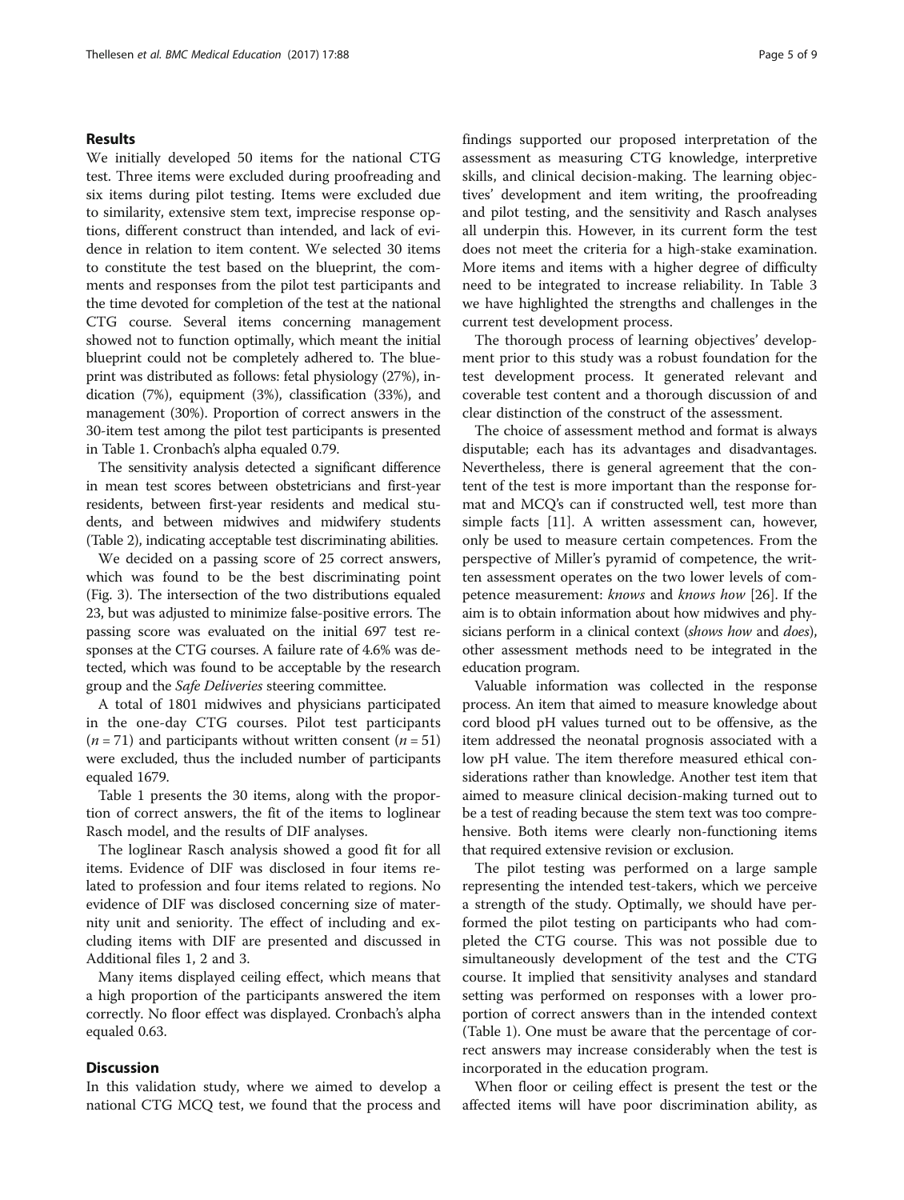## Results

We initially developed 50 items for the national CTG test. Three items were excluded during proofreading and six items during pilot testing. Items were excluded due to similarity, extensive stem text, imprecise response options, different construct than intended, and lack of evidence in relation to item content. We selected 30 items to constitute the test based on the blueprint, the comments and responses from the pilot test participants and the time devoted for completion of the test at the national CTG course. Several items concerning management showed not to function optimally, which meant the initial blueprint could not be completely adhered to. The blueprint was distributed as follows: fetal physiology (27%), indication (7%), equipment (3%), classification (33%), and management (30%). Proportion of correct answers in the 30-item test among the pilot test participants is presented in Table 1. Cronbach's alpha equaled 0.79.

The sensitivity analysis detected a significant difference in mean test scores between obstetricians and first-year residents, between first-year residents and medical students, and between midwives and midwifery students (Table 2), indicating acceptable test discriminating abilities.

We decided on a passing score of 25 correct answers, which was found to be the best discriminating point (Fig. 3). The intersection of the two distributions equaled 23, but was adjusted to minimize false-positive errors. The passing score was evaluated on the initial 697 test responses at the CTG courses. A failure rate of 4.6% was detected, which was found to be acceptable by the research group and the *Safe Deliveries* steering committee.

A total of 1801 midwives and physicians participated in the one-day CTG courses. Pilot test participants ($n = 71$) and participants without written consent ($n = 51$) were excluded, thus the included number of participants equaled 1679.

Table 1 presents the 30 items, along with the proportion of correct answers, the fit of the items to loglinear Rasch model, and the results of DIF analyses.

The loglinear Rasch analysis showed a good fit for all items. Evidence of DIF was disclosed in four items related to profession and four items related to regions. No evidence of DIF was disclosed concerning size of maternity unit and seniority. The effect of including and excluding items with DIF are presented and discussed in Additional files 1, 2 and 3.

Many items displayed ceiling effect, which means that a high proportion of the participants answered the item correctly. No floor effect was displayed. Cronbach's alpha equaled 0.63.

## Discussion

In this validation study, where we aimed to develop a national CTG MCQ test, we found that the process and findings supported our proposed interpretation of the assessment as measuring CTG knowledge, interpretive skills, and clinical decision-making. The learning objectives' development and item writing, the proofreading and pilot testing, and the sensitivity and Rasch analyses all underpin this. However, in its current form the test does not meet the criteria for a high-stake examination. More items and items with a higher degree of difficulty need to be integrated to increase reliability. In Table 3 we have highlighted the strengths and challenges in the current test development process.

The thorough process of learning objectives' development prior to this study was a robust foundation for the test development process. It generated relevant and coverable test content and a thorough discussion of and clear distinction of the construct of the assessment.

The choice of assessment method and format is always disputable; each has its advantages and disadvantages. Nevertheless, there is general agreement that the content of the test is more important than the response format and MCQ's can if constructed well, test more than simple facts [11]. A written assessment can, however, only be used to measure certain competences. From the perspective of Miller's pyramid of competence, the written assessment operates on the two lower levels of competence measurement: *knows* and *knows how* [26]. If the aim is to obtain information about how midwives and physicians perform in a clinical context (*shows how* and *does*), other assessment methods need to be integrated in the education program.

Valuable information was collected in the response process. An item that aimed to measure knowledge about cord blood pH values turned out to be offensive, as the item addressed the neonatal prognosis associated with a low pH value. The item therefore measured ethical considerations rather than knowledge. Another test item that aimed to measure clinical decision-making turned out to be a test of reading because the stem text was too comprehensive. Both items were clearly non-functioning items that required extensive revision or exclusion.

The pilot testing was performed on a large sample representing the intended test-takers, which we perceive a strength of the study. Optimally, we should have performed the pilot testing on participants who had completed the CTG course. This was not possible due to simultaneously development of the test and the CTG course. It implied that sensitivity analyses and standard setting was performed on responses with a lower proportion of correct answers than in the intended context (Table 1). One must be aware that the percentage of correct answers may increase considerably when the test is incorporated in the education program.

When floor or ceiling effect is present the test or the affected items will have poor discrimination ability, as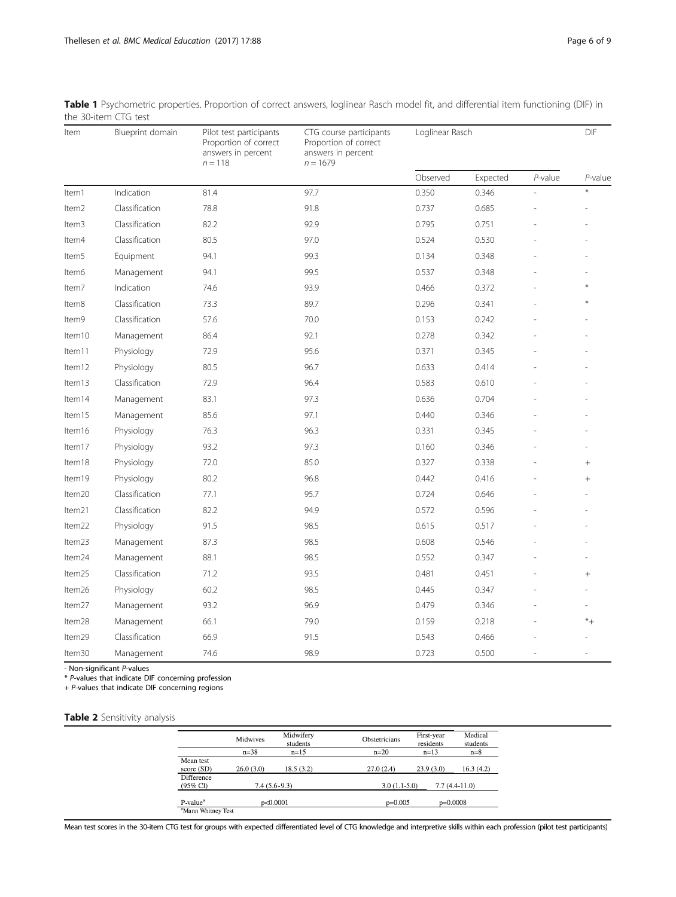**Table 1** Psychometric properties. Proportion of correct answers, loglinear Rasch model fit, and differential item functioning (DIF) in the 30-item CTG test

| Item | Blueprint domain | Pilot test participants Proportion of correct answers in percent $n = 118$ | CTG course participants Proportion of correct answers in percent $n = 1679$ | Loglinear Rasch | | | DIF |
|---|---|---|---|---|---|---|---|
| | | | | Observed | Expected | *P*-value | *P*-value |
| Item1 | Indication | 81.4 | 97.7 | 0.350 | 0.346 | - | * |
| Item2 | Classification | 78.8 | 91.8 | 0.737 | 0.685 | - | - |
| Item3 | Classification | 82.2 | 92.9 | 0.795 | 0.751 | - | - |
| Item4 | Classification | 80.5 | 97.0 | 0.524 | 0.530 | - | - |
| Item5 | Equipment | 94.1 | 99.3 | 0.134 | 0.348 | - | - |
| Item6 | Management | 94.1 | 99.5 | 0.537 | 0.348 | - | - |
| Item7 | Indication | 74.6 | 93.9 | 0.466 | 0.372 | - | * |
| Item8 | Classification | 73.3 | 89.7 | 0.296 | 0.341 | - | * |
| Item9 | Classification | 57.6 | 70.0 | 0.153 | 0.242 | - | - |
| Item10 | Management | 86.4 | 92.1 | 0.278 | 0.342 | - | - |
| Item11 | Physiology | 72.9 | 95.6 | 0.371 | 0.345 | - | - |
| Item12 | Physiology | 80.5 | 96.7 | 0.633 | 0.414 | - | - |
| Item13 | Classification | 72.9 | 96.4 | 0.583 | 0.610 | - | - |
| Item14 | Management | 83.1 | 97.3 | 0.636 | 0.704 | - | - |
| Item15 | Management | 85.6 | 97.1 | 0.440 | 0.346 | - | - |
| Item16 | Physiology | 76.3 | 96.3 | 0.331 | 0.345 | - | - |
| Item17 | Physiology | 93.2 | 97.3 | 0.160 | 0.346 | - | - |
| Item18 | Physiology | 72.0 | 85.0 | 0.327 | 0.338 | - | + |
| Item19 | Physiology | 80.2 | 96.8 | 0.442 | 0.416 | - | + |
| Item20 | Classification | 77.1 | 95.7 | 0.724 | 0.646 | - | - |
| Item21 | Classification | 82.2 | 94.9 | 0.572 | 0.596 | - | - |
| Item22 | Physiology | 91.5 | 98.5 | 0.615 | 0.517 | - | - |
| Item23 | Management | 87.3 | 98.5 | 0.608 | 0.546 | - | - |
| Item24 | Management | 88.1 | 98.5 | 0.552 | 0.347 | - | - |
| Item25 | Classification | 71.2 | 93.5 | 0.481 | 0.451 | - | + |
| Item26 | Physiology | 60.2 | 98.5 | 0.445 | 0.347 | - | - |
| Item27 | Management | 93.2 | 96.9 | 0.479 | 0.346 | - | - |
| Item28 | Management | 66.1 | 79.0 | 0.159 | 0.218 | - | *+ |
| Item29 | Classification | 66.9 | 91.5 | 0.543 | 0.466 | - | - |
| Item30 | Management | 74.6 | 98.9 | 0.723 | 0.500 | - | - |

- Non-significant *P*-values
* *P*-values that indicate DIF concerning profession
+ *P*-values that indicate DIF concerning regions

**Table 2** Sensitivity analysis

| | Midwives | Midwifery students | Obstetricians | First-year residents | Medical students |
|---|---|---|---|---|---|
| | n=38 | n=15 | n=20 | n=13 | n=8 |
| Mean test score (SD) | 26.0 (3.0) | 18.5 (3.2) | 27.0 (2.4) | 23.9 (3.0) | 16.3 (4.2) |
| Difference (95% CI) | 7.4 (5.6-9.3) | | 3.0 (1.1-5.0) | 7.7 (4.4-11.0) | |
| P-value[a] | p<0.0001 | | p=0.005 | p=0.0008 | |

[a]Mann Whitney Test

Mean test scores in the 30-item CTG test for groups with expected differentiated level of CTG knowledge and interpretive skills within each profession (pilot test participants)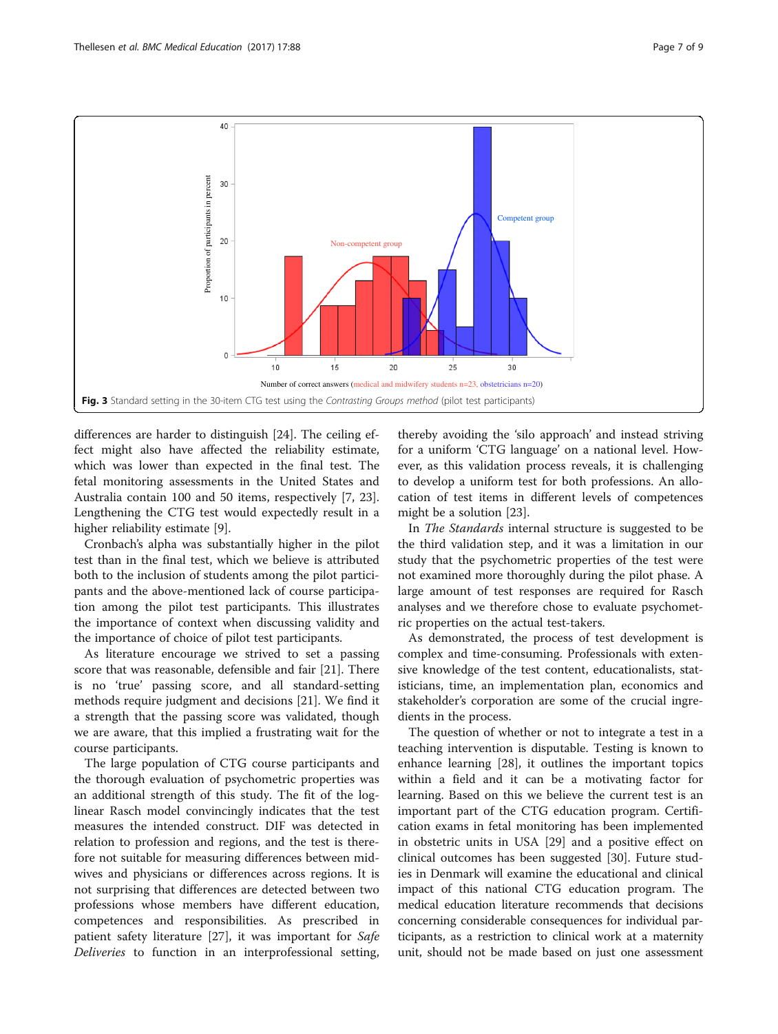Proportion of participants in percent

40

30

20

10

0

10 15 20 25 30

Non-competent group

Competent group

Number of correct answers (medical and midwifery students n=23, obstetricians n=20)

**Fig. 3** Standard setting in the 30-item CTG test using the *Contrasting Groups method* (pilot test participants)

differences are harder to distinguish [24]. The ceiling effect might also have affected the reliability estimate, which was lower than expected in the final test. The fetal monitoring assessments in the United States and Australia contain 100 and 50 items, respectively [7, 23]. Lengthening the CTG test would expectedly result in a higher reliability estimate [9].

Cronbach's alpha was substantially higher in the pilot test than in the final test, which we believe is attributed both to the inclusion of students among the pilot participants and the above-mentioned lack of course participation among the pilot test participants. This illustrates the importance of context when discussing validity and the importance of choice of pilot test participants.

As literature encourage we strived to set a passing score that was reasonable, defensible and fair [21]. There is no 'true' passing score, and all standard-setting methods require judgment and decisions [21]. We find it a strength that the passing score was validated, though we are aware, that this implied a frustrating wait for the course participants.

The large population of CTG course participants and the thorough evaluation of psychometric properties was an additional strength of this study. The fit of the log-linear Rasch model convincingly indicates that the test measures the intended construct. DIF was detected in relation to profession and regions, and the test is therefore not suitable for measuring differences between midwives and physicians or differences across regions. It is not surprising that differences are detected between two professions whose members have different education, competences and responsibilities. As prescribed in patient safety literature [27], it was important for *Safe Deliveries* to function in an interprofessional setting, thereby avoiding the 'silo approach' and instead striving for a uniform 'CTG language' on a national level. However, as this validation process reveals, it is challenging to develop a uniform test for both professions. An allocation of test items in different levels of competences might be a solution [23].

In *The Standards* internal structure is suggested to be the third validation step, and it was a limitation in our study that the psychometric properties of the test were not examined more thoroughly during the pilot phase. A large amount of test responses are required for Rasch analyses and we therefore chose to evaluate psychometric properties on the actual test-takers.

As demonstrated, the process of test development is complex and time-consuming. Professionals with extensive knowledge of the test content, educationalists, statisticians, time, an implementation plan, economics and stakeholder's corporation are some of the crucial ingredients in the process.

The question of whether or not to integrate a test in a teaching intervention is disputable. Testing is known to enhance learning [28], it outlines the important topics within a field and it can be a motivating factor for learning. Based on this we believe the current test is an important part of the CTG education program. Certification exams in fetal monitoring has been implemented in obstetric units in USA [29] and a positive effect on clinical outcomes has been suggested [30]. Future studies in Denmark will examine the educational and clinical impact of this national CTG education program. The medical education literature recommends that decisions concerning considerable consequences for individual participants, as a restriction to clinical work at a maternity unit, should not be made based on just one assessment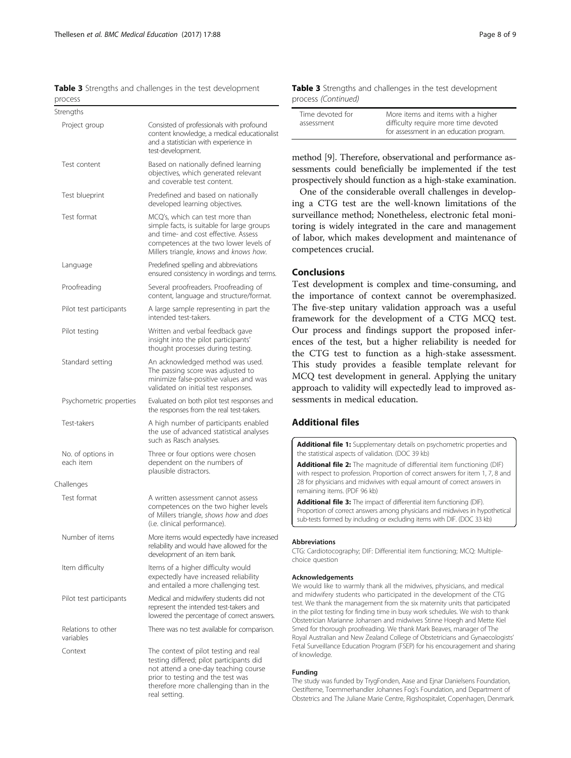**Table 3** Strengths and challenges in the test development process

| | |
|---|---|
| **Strengths** | |
| Project group | Consisted of professionals with profound content knowledge, a medical educationalist and a statistician with experience in test-development. |
| Test content | Based on nationally defined learning objectives, which generated relevant and coverable test content. |
| Test blueprint | Predefined and based on nationally developed learning objectives. |
| Test format | MCQ's, which can test more than simple facts, is suitable for large groups and time- and cost effective. Assess competences at the two lower levels of Millers triangle, *knows* and *knows how*. |
| Language | Predefined spelling and abbreviations ensured consistency in wordings and terms. |
| Proofreading | Several proofreaders. Proofreading of content, language and structure/format. |
| Pilot test participants | A large sample representing in part the intended test-takers. |
| Pilot testing | Written and verbal feedback gave insight into the pilot participants' thought processes during testing. |
| Standard setting | An acknowledged method was used. The passing score was adjusted to minimize false-positive values and was validated on initial test responses. |
| Psychometric properties | Evaluated on both pilot test responses and the responses from the real test-takers. |
| Test-takers | A high number of participants enabled the use of advanced statistical analyses such as Rasch analyses. |
| No. of options in each item | Three or four options were chosen dependent on the numbers of plausible distractors. |
| **Challenges** | |
| Test format | A written assessment cannot assess competences on the two higher levels of Millers triangle, *shows how* and *does* (i.e. clinical performance). |
| Number of items | More items would expectedly have increased reliability and would have allowed for the development of an item bank. |
| Item difficulty | Items of a higher difficulty would expectedly have increased reliability and entailed a more challenging test. |
| Pilot test participants | Medical and midwifery students did not represent the intended test-takers and lowered the percentage of correct answers. |
| Relations to other variables | There was no test available for comparison. |
| Context | The context of pilot testing and real testing differed; pilot participants did not attend a one-day teaching course prior to testing and the test was therefore more challenging than in the real setting. |
| Time devoted for assessment | More items and items with a higher difficulty require more time devoted for assessment in an education program. |

method [9]. Therefore, observational and performance assessments could beneficially be implemented if the test prospectively should function as a high-stake examination.

One of the considerable overall challenges in developing a CTG test are the well-known limitations of the surveillance method; Nonetheless, electronic fetal monitoring is widely integrated in the care and management of labor, which makes development and maintenance of competences crucial.

## Conclusions

Test development is complex and time-consuming, and the importance of context cannot be overemphasized. The five-step unitary validation approach was a useful framework for the development of a CTG MCQ test. Our process and findings support the proposed inferences of the test, but a higher reliability is needed for the CTG test to function as a high-stake assessment. This study provides a feasible template relevant for MCQ test development in general. Applying the unitary approach to validity will expectedly lead to improved assessments in medical education.

## Additional files

**Additional file 1:** Supplementary details on psychometric properties and the statistical aspects of validation. (DOC 39 kb)

**Additional file 2:** The magnitude of differential item functioning (DIF) with respect to profession. Proportion of correct answers for item 1, 7, 8 and 28 for physicians and midwifes with equal amount of correct answers in remaining items. (PDF 96 kb)

**Additional file 3:** The impact of differential item functioning (DIF). Proportion of correct answers among physicians and midwifes in hypothetical sub-tests formed by including or excluding items with DIF. (DOC 33 kb)

#### Abbreviations

CTG: Cardiotocography; DIF: Differential item functioning; MCQ: Multiple-choice question

#### Acknowledgements

We would like to warmly thank all the midwives, physicians, and medical and midwifery students who participated in the development of the CTG test. We thank the management from the six maternity units that participated in the pilot testing for finding time in busy work schedules. We wish to thank Obstetrician Marianne Johansen and midwives Stinne Hoegh and Mette Kiel Smed for thorough proofreading. We thank Mark Beaves, manager of The Royal Australian and New Zealand College of Obstetricians and Gynaecologists' Fetal Surveillance Education Program (FSEP) for his encouragement and sharing of knowledge.

#### Funding

The study was funded by TrygFonden, Aase and Ejnar Danielsens Foundation, Oestifterne, Toemmerhandler Johannes Fog's Foundation, and Department of Obstetrics and The Juliane Marie Centre, Rigshospitalet, Copenhagen, Denmark.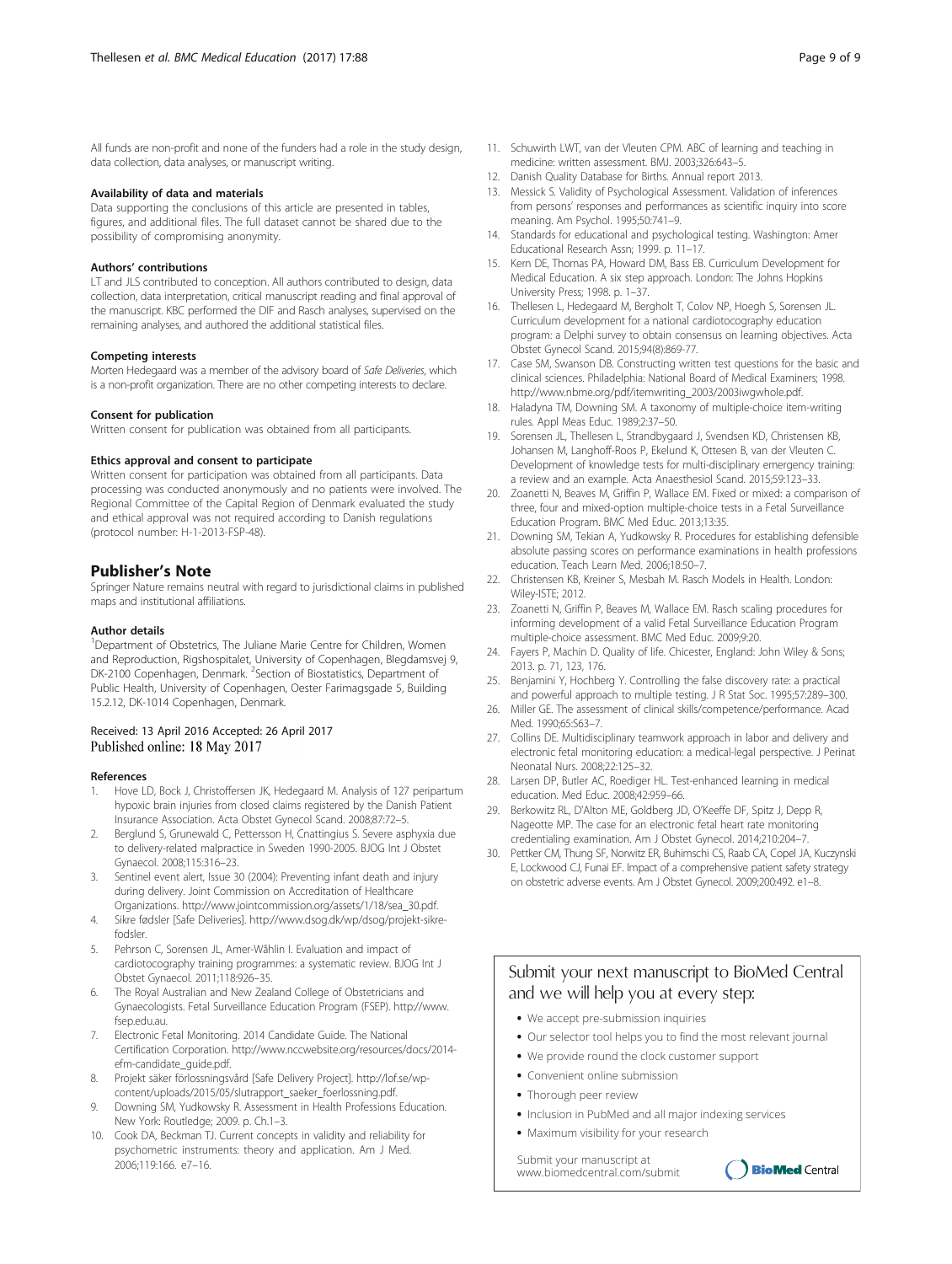All funds are non-profit and none of the funders had a role in the study design, data collection, data analyses, or manuscript writing.

### Availability of data and materials

Data supporting the conclusions of this article are presented in tables, figures, and additional files. The full dataset cannot be shared due to the possibility of compromising anonymity.

### Authors' contributions

LT and JLS contributed to conception. All authors contributed to design, data collection, data interpretation, critical manuscript reading and final approval of the manuscript. KBC performed the DIF and Rasch analyses, supervised on the remaining analyses, and authored the additional statistical files.

### Competing interests

Morten Hedegaard was a member of the advisory board of *Safe Deliveries*, which is a non-profit organization. There are no other competing interests to declare.

### Consent for publication

Written consent for publication was obtained from all participants.

### Ethics approval and consent to participate

Written consent for participation was obtained from all participants. Data processing was conducted anonymously and no patients were involved. The Regional Committee of the Capital Region of Denmark evaluated the study and ethical approval was not required according to Danish regulations (protocol number: H-1-2013-FSP-48).

## Publisher's Note

Springer Nature remains neutral with regard to jurisdictional claims in published maps and institutional affiliations.

### Author details

[1]Department of Obstetrics, The Juliane Marie Centre for Children, Women and Reproduction, Rigshospitalet, University of Copenhagen, Blegdamsvej 9, DK-2100 Copenhagen, Denmark. [2]Section of Biostatistics, Department of Public Health, University of Copenhagen, Oester Farimagsgade 5, Building 15.2.12, DK-1014 Copenhagen, Denmark.

Received: 13 April 2016 Accepted: 26 April 2017
Published online: 18 May 2017

### References

1. Hove LD, Bock J, Christoffersen JK, Hedegaard M. Analysis of 127 peripartum hypoxic brain injuries from closed claims registered by the Danish Patient Insurance Association. Acta Obstet Gynecol Scand. 2008;87:72–5.
2. Berglund S, Grunewald C, Pettersson H, Cnattingius S. Severe asphyxia due to delivery-related malpractice in Sweden 1990-2005. BJOG Int J Obstet Gynaecol. 2008;115:316–23.
3. Sentinel event alert, Issue 30 (2004): Preventing infant death and injury during delivery. Joint Commission on Accreditation of Healthcare Organizations. http://www.jointcommission.org/assets/1/18/sea_30.pdf.
4. Sikre fødsler [Safe Deliveries]. http://www.dsog.dk/wp/dsog/projekt-sikre-fodsler.
5. Pehrson C, Sorensen JL, Amer-Wåhlin I. Evaluation and impact of cardiotocography training programmes: a systematic review. BJOG Int J Obstet Gynaecol. 2011;118:926–35.
6. The Royal Australian and New Zealand College of Obstetricians and Gynaecologists. Fetal Surveillance Education Program (FSEP). http://www.fsep.edu.au.
7. Electronic Fetal Monitoring. 2014 Candidate Guide. The National Certification Corporation. http://www.nccwebsite.org/resources/docs/2014-efm-candidate_guide.pdf.
8. Projekt säker förlossningsvård [Safe Delivery Project]. http://lof.se/wp-content/uploads/2015/05/slutrapport_saeker_foerlossning.pdf.
9. Downing SM, Yudkowsky R. Assessment in Health Professions Education. New York: Routledge; 2009. p. Ch.1–3.
10. Cook DA, Beckman TJ. Current concepts in validity and reliability for psychometric instruments: theory and application. Am J Med. 2006;119:166. e7–16.
11. Schuwirth LWT, van der Vleuten CPM. ABC of learning and teaching in medicine: written assessment. BMJ. 2003;326:643–5.
12. Danish Quality Database for Births. Annual report 2013.
13. Messick S. Validity of Psychological Assessment. Validation of inferences from persons' responses and performances as scientific inquiry into score meaning. Am Psychol. 1995;50:741–9.
14. Standards for educational and psychological testing. Washington: Amer Educational Research Assn; 1999. p. 11–17.
15. Kern DE, Thomas PA, Howard DM, Bass EB. Curriculum Development for Medical Education. A six step approach. London: The Johns Hopkins University Press; 1998. p. 1–37.
16. Thellesen L, Hedegaard M, Bergholt T, Colov NP, Hoegh S, Sorensen JL. Curriculum development for a national cardiotocography education program: a Delphi survey to obtain consensus on learning objectives. Acta Obstet Gynecol Scand. 2015;94(8):869-77.
17. Case SM, Swanson DB. Constructing written test questions for the basic and clinical sciences. Philadelphia: National Board of Medical Examiners; 1998. http://www.nbme.org/pdf/itemwriting_2003/2003iwgwhole.pdf.
18. Haladyna TM, Downing SM. A taxonomy of multiple-choice item-writing rules. Appl Meas Educ. 1989;2:37–50.
19. Sorensen JL, Thellesen L, Strandbygaard J, Svendsen KD, Christensen KB, Johansen M, Langhoff-Roos P, Ekelund K, Ottesen B, van der Vleuten C. Development of knowledge tests for multi-disciplinary emergency training: a review and an example. Acta Anaesthesiol Scand. 2015;59:123–33.
20. Zoanetti N, Beaves M, Griffin P, Wallace EM. Fixed or mixed: a comparison of three, four and mixed-option multiple-choice tests in a Fetal Surveillance Education Program. BMC Med Educ. 2013;13:35.
21. Downing SM, Tekian A, Yudkowsky R. Procedures for establishing defensible absolute passing scores on performance examinations in health professions education. Teach Learn Med. 2006;18:50–7.
22. Christensen KB, Kreiner S, Mesbah M. Rasch Models in Health. London: Wiley-ISTE; 2012.
23. Zoanetti N, Griffin P, Beaves M, Wallace EM. Rasch scaling procedures for informing development of a valid Fetal Surveillance Education Program multiple-choice assessment. BMC Med Educ. 2009;9:20.
24. Fayers P, Machin D. Quality of life. Chicester, England: John Wiley & Sons; 2013. p. 71, 123, 176.
25. Benjamini Y, Hochberg Y. Controlling the false discovery rate: a practical and powerful approach to multiple testing. J R Stat Soc. 1995;57:289–300.
26. Miller GE. The assessment of clinical skills/competence/performance. Acad Med. 1990;65:S63–7.
27. Collins DE. Multidisciplinary teamwork approach in labor and delivery and electronic fetal monitoring education: a medical-legal perspective. J Perinat Neonatal Nurs. 2008;22:125–32.
28. Larsen DP, Butler AC, Roediger HL. Test-enhanced learning in medical education. Med Educ. 2008;42:959–66.
29. Berkowitz RL, D'Alton ME, Goldberg JD, O'Keeffe DF, Spitz J, Depp R, Nageotte MP. The case for an electronic fetal heart rate monitoring credentialing examination. Am J Obstet Gynecol. 2014;210:204–7.
30. Pettker CM, Thung SF, Norwitz ER, Buhimschi CS, Raab CA, Copel JA, Kuczynski E, Lockwood CJ, Funai EF. Impact of a comprehensive patient safety strategy on obstetric adverse events. Am J Obstet Gynecol. 2009;200:492. e1–8.

Submit your next manuscript to BioMed Central and we will help you at every step:

- We accept pre-submission inquiries
- Our selector tool helps you to find the most relevant journal
- We provide round the clock customer support
- Convenient online submission
- Thorough peer review
- Inclusion in PubMed and all major indexing services
- Maximum visibility for your research

Submit your manuscript at www.biomedcentral.com/submit

BioMed Central